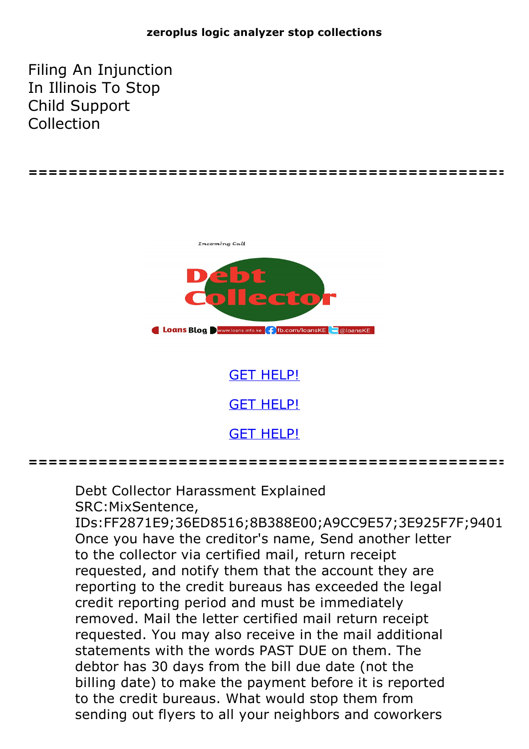**zeroplus logic analyzer stop collections**

# Filing An Injunction In Illinois To Stop Child Support Collection

==================================================

GET HELP!

GET HELP!

GET HELP!

==================================================

Debt Collector Harassment Explained
SRC:MixSentence,
IDs:FF2871E9;36ED8516;8B388E00;A9CC9E57;3E925F7F;9401
Once you have the creditor's name, Send another letter to the collector via certified mail, return receipt requested, and notify them that the account they are reporting to the credit bureaus has exceeded the legal credit reporting period and must be immediately removed. Mail the letter certified mail return receipt requested. You may also receive in the mail additional statements with the words PAST DUE on them. The debtor has 30 days from the bill due date (not the billing date) to make the payment before it is reported to the credit bureaus. What would stop them from sending out flyers to all your neighbors and coworkers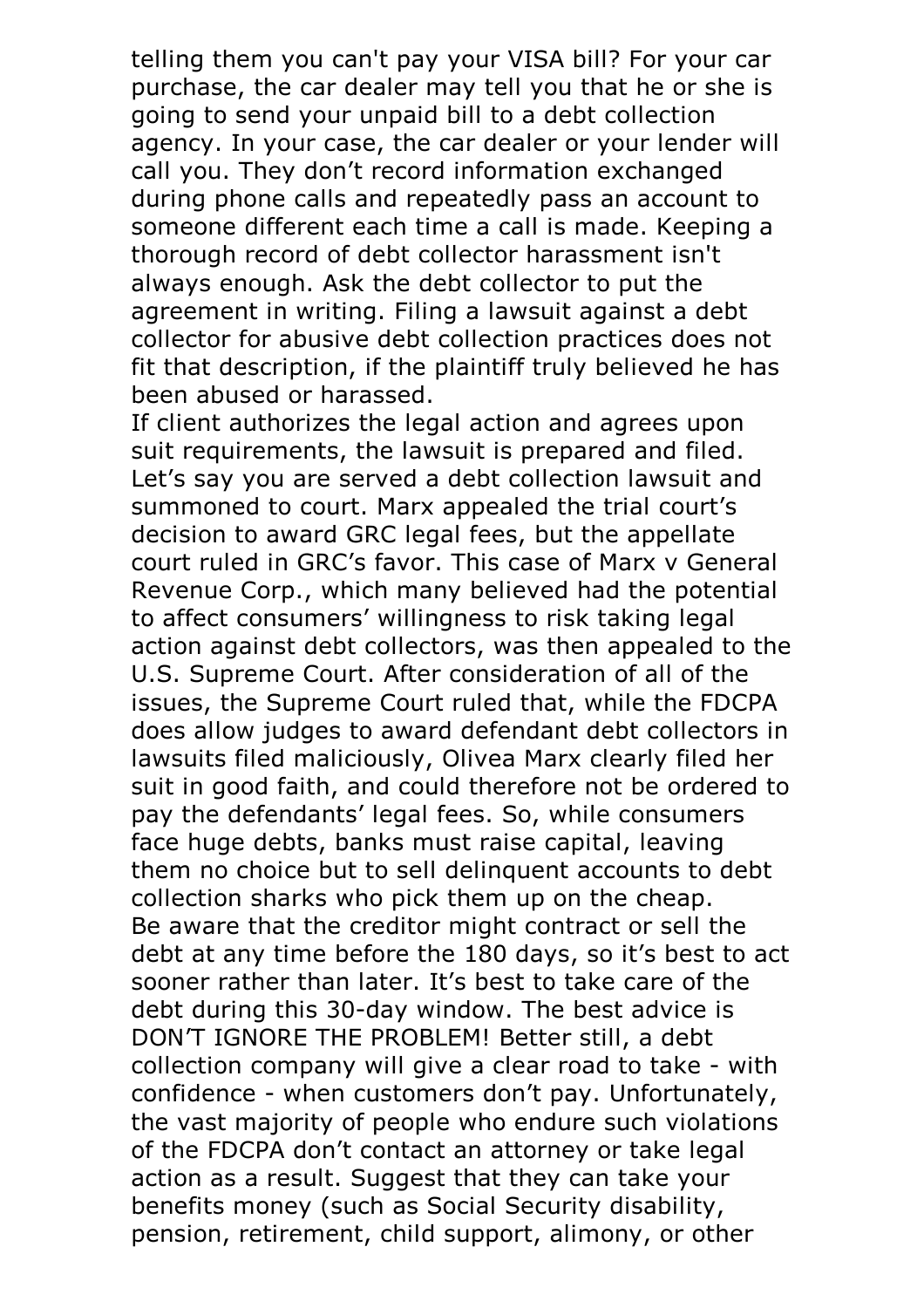telling them you can't pay your VISA bill? For your car purchase, the car dealer may tell you that he or she is going to send your unpaid bill to a debt collection agency. In your case, the car dealer or your lender will call you. They don't record information exchanged during phone calls and repeatedly pass an account to someone different each time a call is made. Keeping a thorough record of debt collector harassment isn't always enough. Ask the debt collector to put the agreement in writing. Filing a lawsuit against a debt collector for abusive debt collection practices does not fit that description, if the plaintiff truly believed he has been abused or harassed.

If client authorizes the legal action and agrees upon suit requirements, the lawsuit is prepared and filed. Let's say you are served a debt collection lawsuit and summoned to court. Marx appealed the trial court's decision to award GRC legal fees, but the appellate court ruled in GRC's favor. This case of Marx v General Revenue Corp., which many believed had the potential to affect consumers' willingness to risk taking legal action against debt collectors, was then appealed to the U.S. Supreme Court. After consideration of all of the issues, the Supreme Court ruled that, while the FDCPA does allow judges to award defendant debt collectors in lawsuits filed maliciously, Olivea Marx clearly filed her suit in good faith, and could therefore not be ordered to pay the defendants' legal fees. So, while consumers face huge debts, banks must raise capital, leaving them no choice but to sell delinquent accounts to debt collection sharks who pick them up on the cheap.

Be aware that the creditor might contract or sell the debt at any time before the 180 days, so it's best to act sooner rather than later. It's best to take care of the debt during this 30-day window. The best advice is DON'T IGNORE THE PROBLEM! Better still, a debt collection company will give a clear road to take - with confidence - when customers don't pay. Unfortunately, the vast majority of people who endure such violations of the FDCPA don't contact an attorney or take legal action as a result. Suggest that they can take your benefits money (such as Social Security disability, pension, retirement, child support, alimony, or other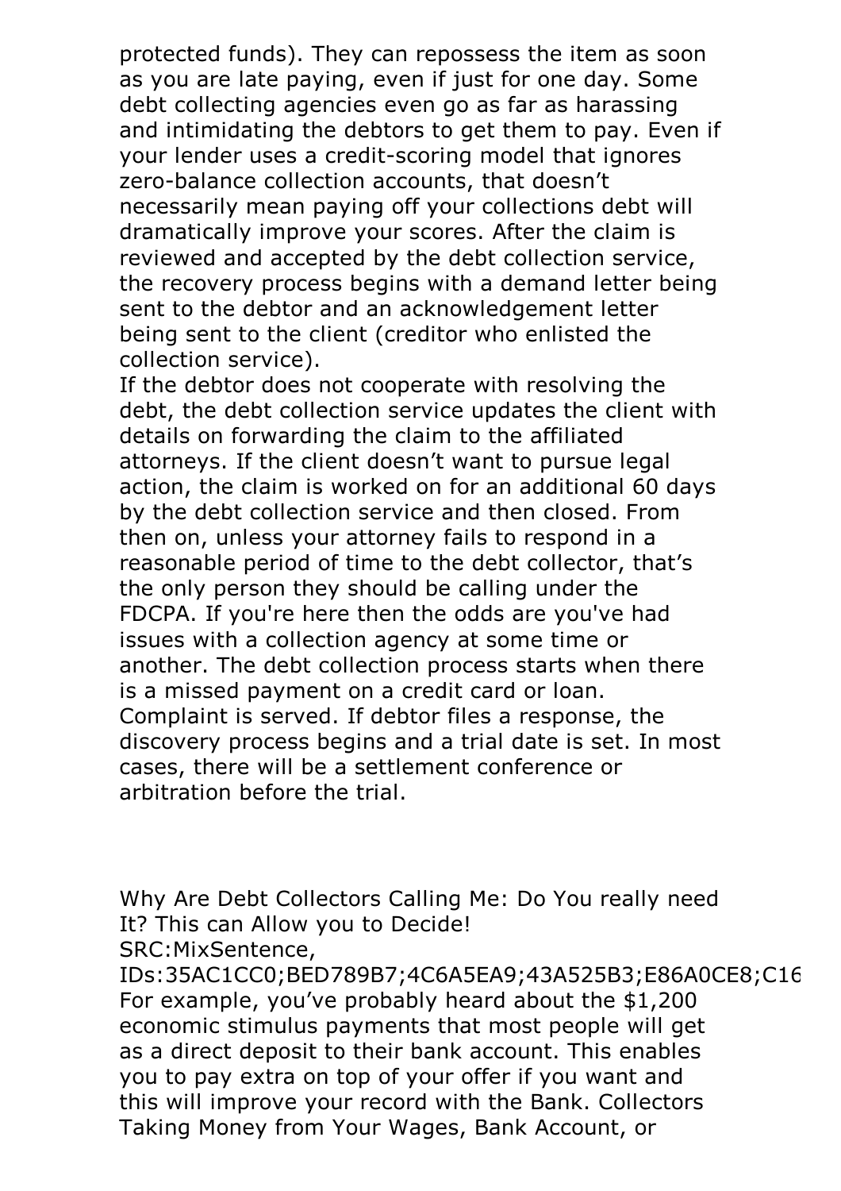protected funds). They can repossess the item as soon as you are late paying, even if just for one day. Some debt collecting agencies even go as far as harassing and intimidating the debtors to get them to pay. Even if your lender uses a credit-scoring model that ignores zero-balance collection accounts, that doesn't necessarily mean paying off your collections debt will dramatically improve your scores. After the claim is reviewed and accepted by the debt collection service, the recovery process begins with a demand letter being sent to the debtor and an acknowledgement letter being sent to the client (creditor who enlisted the collection service).
If the debtor does not cooperate with resolving the debt, the debt collection service updates the client with details on forwarding the claim to the affiliated attorneys. If the client doesn't want to pursue legal action, the claim is worked on for an additional 60 days by the debt collection service and then closed. From then on, unless your attorney fails to respond in a reasonable period of time to the debt collector, that's the only person they should be calling under the FDCPA. If you're here then the odds are you've had issues with a collection agency at some time or another. The debt collection process starts when there is a missed payment on a credit card or loan. Complaint is served. If debtor files a response, the discovery process begins and a trial date is set. In most cases, there will be a settlement conference or arbitration before the trial.

Why Are Debt Collectors Calling Me: Do You really need It? This can Allow you to Decide!
SRC:MixSentence,
IDs:35AC1CC0;BED789B7;4C6A5EA9;43A525B3;E86A0CE8;C16
For example, you've probably heard about the $1,200 economic stimulus payments that most people will get as a direct deposit to their bank account. This enables you to pay extra on top of your offer if you want and this will improve your record with the Bank. Collectors Taking Money from Your Wages, Bank Account, or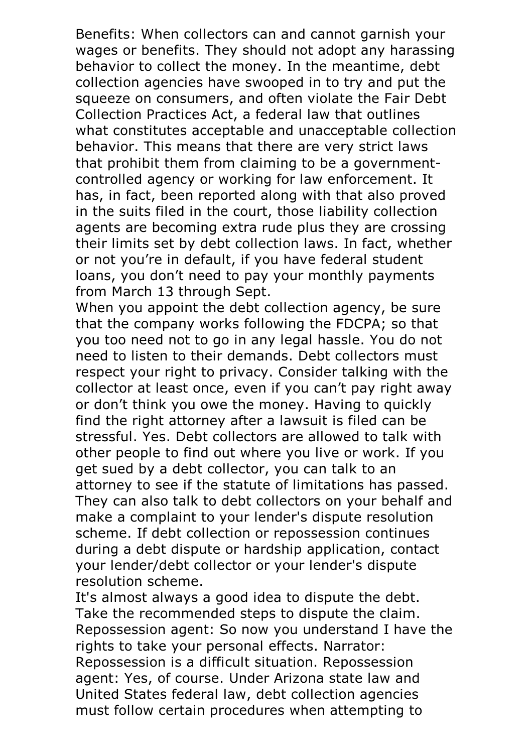Benefits: When collectors can and cannot garnish your wages or benefits. They should not adopt any harassing behavior to collect the money. In the meantime, debt collection agencies have swooped in to try and put the squeeze on consumers, and often violate the Fair Debt Collection Practices Act, a federal law that outlines what constitutes acceptable and unacceptable collection behavior. This means that there are very strict laws that prohibit them from claiming to be a government-controlled agency or working for law enforcement. It has, in fact, been reported along with that also proved in the suits filed in the court, those liability collection agents are becoming extra rude plus they are crossing their limits set by debt collection laws. In fact, whether or not you're in default, if you have federal student loans, you don't need to pay your monthly payments from March 13 through Sept.

When you appoint the debt collection agency, be sure that the company works following the FDCPA; so that you too need not to go in any legal hassle. You do not need to listen to their demands. Debt collectors must respect your right to privacy. Consider talking with the collector at least once, even if you can't pay right away or don't think you owe the money. Having to quickly find the right attorney after a lawsuit is filed can be stressful. Yes. Debt collectors are allowed to talk with other people to find out where you live or work. If you get sued by a debt collector, you can talk to an attorney to see if the statute of limitations has passed. They can also talk to debt collectors on your behalf and make a complaint to your lender's dispute resolution scheme. If debt collection or repossession continues during a debt dispute or hardship application, contact your lender/debt collector or your lender's dispute resolution scheme.

It's almost always a good idea to dispute the debt. Take the recommended steps to dispute the claim. Repossession agent: So now you understand I have the rights to take your personal effects. Narrator: Repossession is a difficult situation. Repossession agent: Yes, of course. Under Arizona state law and United States federal law, debt collection agencies must follow certain procedures when attempting to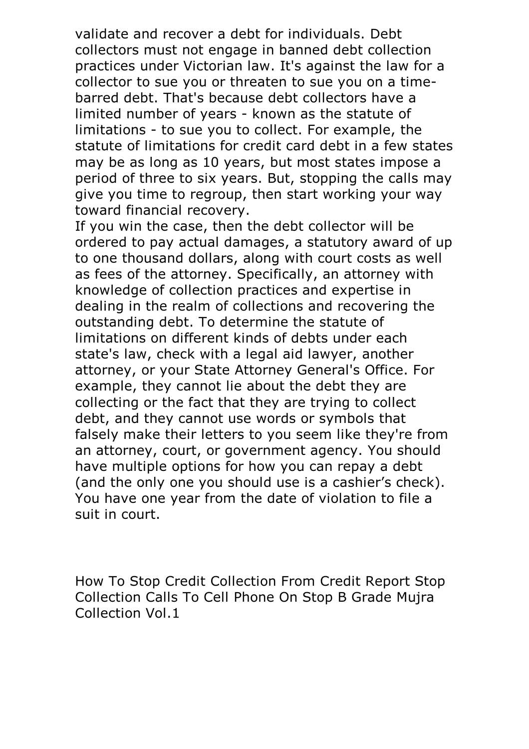validate and recover a debt for individuals. Debt collectors must not engage in banned debt collection practices under Victorian law. It's against the law for a collector to sue you or threaten to sue you on a time-barred debt. That's because debt collectors have a limited number of years - known as the statute of limitations - to sue you to collect. For example, the statute of limitations for credit card debt in a few states may be as long as 10 years, but most states impose a period of three to six years. But, stopping the calls may give you time to regroup, then start working your way toward financial recovery.
If you win the case, then the debt collector will be ordered to pay actual damages, a statutory award of up to one thousand dollars, along with court costs as well as fees of the attorney. Specifically, an attorney with knowledge of collection practices and expertise in dealing in the realm of collections and recovering the outstanding debt. To determine the statute of limitations on different kinds of debts under each state's law, check with a legal aid lawyer, another attorney, or your State Attorney General's Office. For example, they cannot lie about the debt they are collecting or the fact that they are trying to collect debt, and they cannot use words or symbols that falsely make their letters to you seem like they're from an attorney, court, or government agency. You should have multiple options for how you can repay a debt (and the only one you should use is a cashier's check). You have one year from the date of violation to file a suit in court.

How To Stop Credit Collection From Credit Report Stop Collection Calls To Cell Phone On Stop B Grade Mujra Collection Vol.1